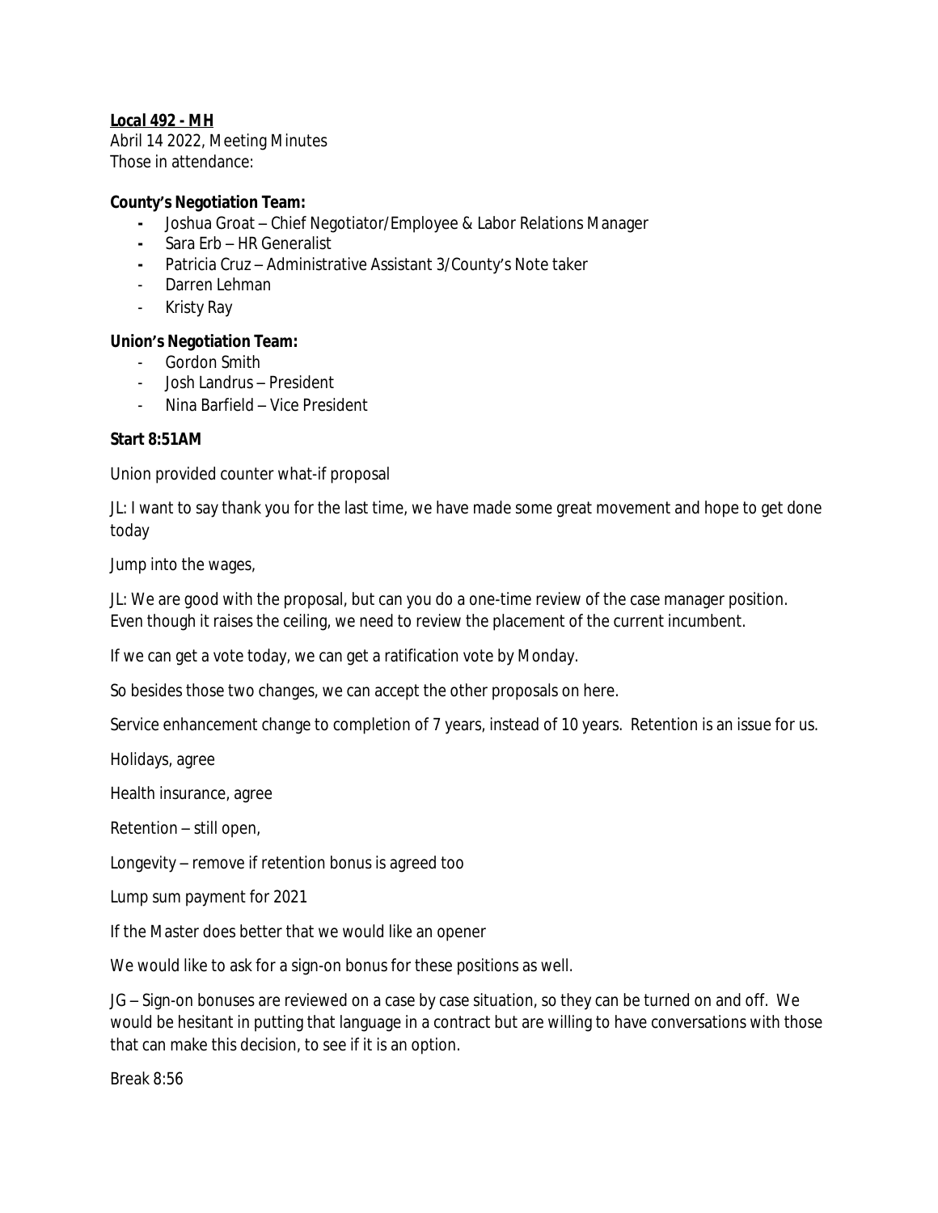**Local 492 - MH**

Abril 14 2022, Meeting Minutes
Those in attendance:

**County's Negotiation Team:**

- Joshua Groat – Chief Negotiator/Employee & Labor Relations Manager
- Sara Erb – HR Generalist
- Patricia Cruz – Administrative Assistant 3/County's Note taker
- Darren Lehman
- Kristy Ray

**Union's Negotiation Team:**

- Gordon Smith
- Josh Landrus – President
- Nina Barfield – Vice President

**Start 8:51AM**

Union provided counter what-if proposal

JL: I want to say thank you for the last time, we have made some great movement and hope to get done today

Jump into the wages,

JL: We are good with the proposal, but can you do a one-time review of the case manager position. Even though it raises the ceiling, we need to review the placement of the current incumbent.

If we can get a vote today, we can get a ratification vote by Monday.

So besides those two changes, we can accept the other proposals on here.

Service enhancement change to completion of 7 years, instead of 10 years. Retention is an issue for us.

Holidays, agree

Health insurance, agree

Retention – still open,

Longevity – remove if retention bonus is agreed too

Lump sum payment for 2021

If the Master does better that we would like an opener

We would like to ask for a sign-on bonus for these positions as well.

JG – Sign-on bonuses are reviewed on a case by case situation, so they can be turned on and off. We would be hesitant in putting that language in a contract but are willing to have conversations with those that can make this decision, to see if it is an option.

Break 8:56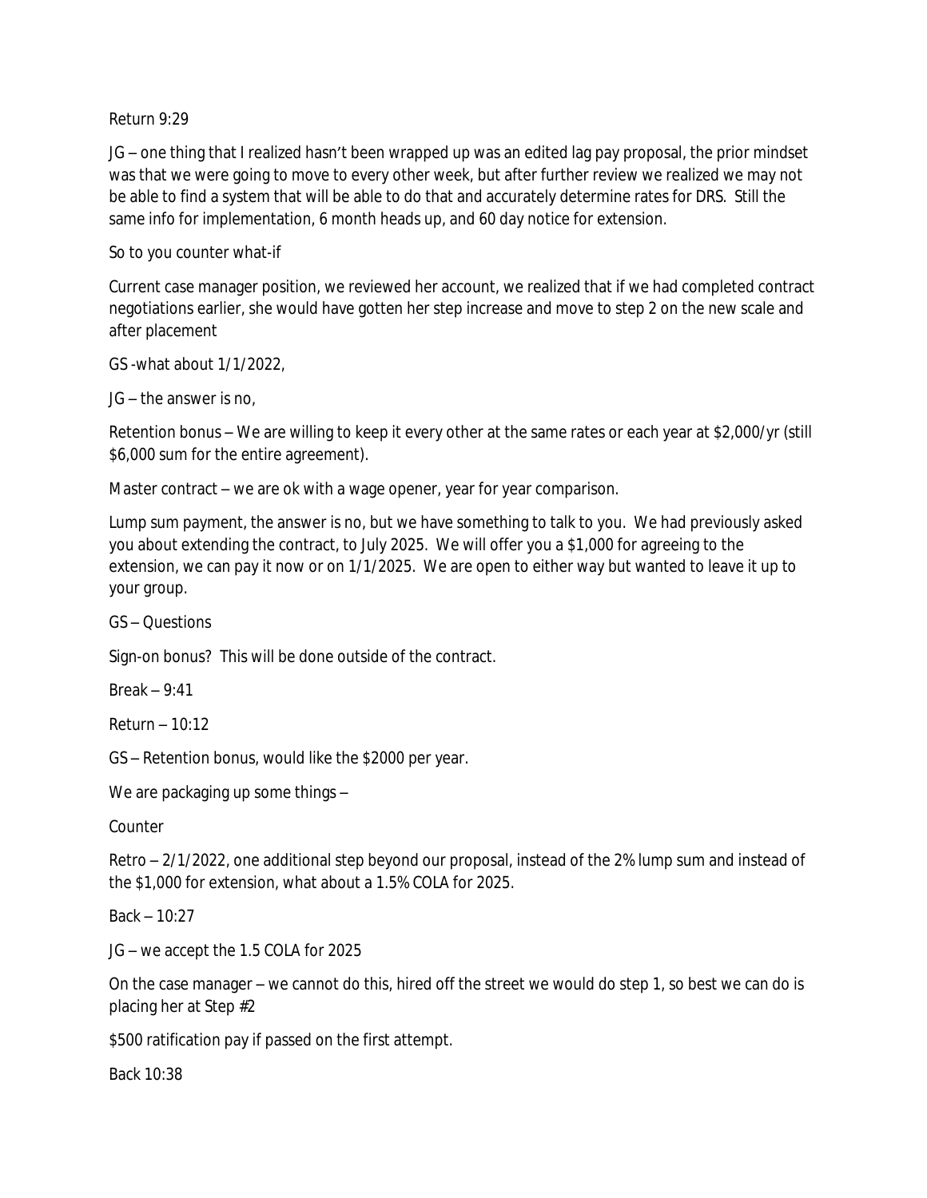Return 9:29

JG – one thing that I realized hasn't been wrapped up was an edited lag pay proposal, the prior mindset was that we were going to move to every other week, but after further review we realized we may not be able to find a system that will be able to do that and accurately determine rates for DRS. Still the same info for implementation, 6 month heads up, and 60 day notice for extension.

So to you counter what-if

Current case manager position, we reviewed her account, we realized that if we had completed contract negotiations earlier, she would have gotten her step increase and move to step 2 on the new scale and after placement

GS -what about 1/1/2022,

JG – the answer is no,

Retention bonus – We are willing to keep it every other at the same rates or each year at $2,000/yr (still $6,000 sum for the entire agreement).

Master contract – we are ok with a wage opener, year for year comparison.

Lump sum payment, the answer is no, but we have something to talk to you. We had previously asked you about extending the contract, to July 2025. We will offer you a $1,000 for agreeing to the extension, we can pay it now or on 1/1/2025. We are open to either way but wanted to leave it up to your group.

GS – Questions

Sign-on bonus? This will be done outside of the contract.

Break – 9:41

Return – 10:12

GS – Retention bonus, would like the $2000 per year.

We are packaging up some things –

Counter

Retro – 2/1/2022, one additional step beyond our proposal, instead of the 2% lump sum and instead of the $1,000 for extension, what about a 1.5% COLA for 2025.

Back – 10:27

JG – we accept the 1.5 COLA for 2025

On the case manager – we cannot do this, hired off the street we would do step 1, so best we can do is placing her at Step #2

$500 ratification pay if passed on the first attempt.

Back 10:38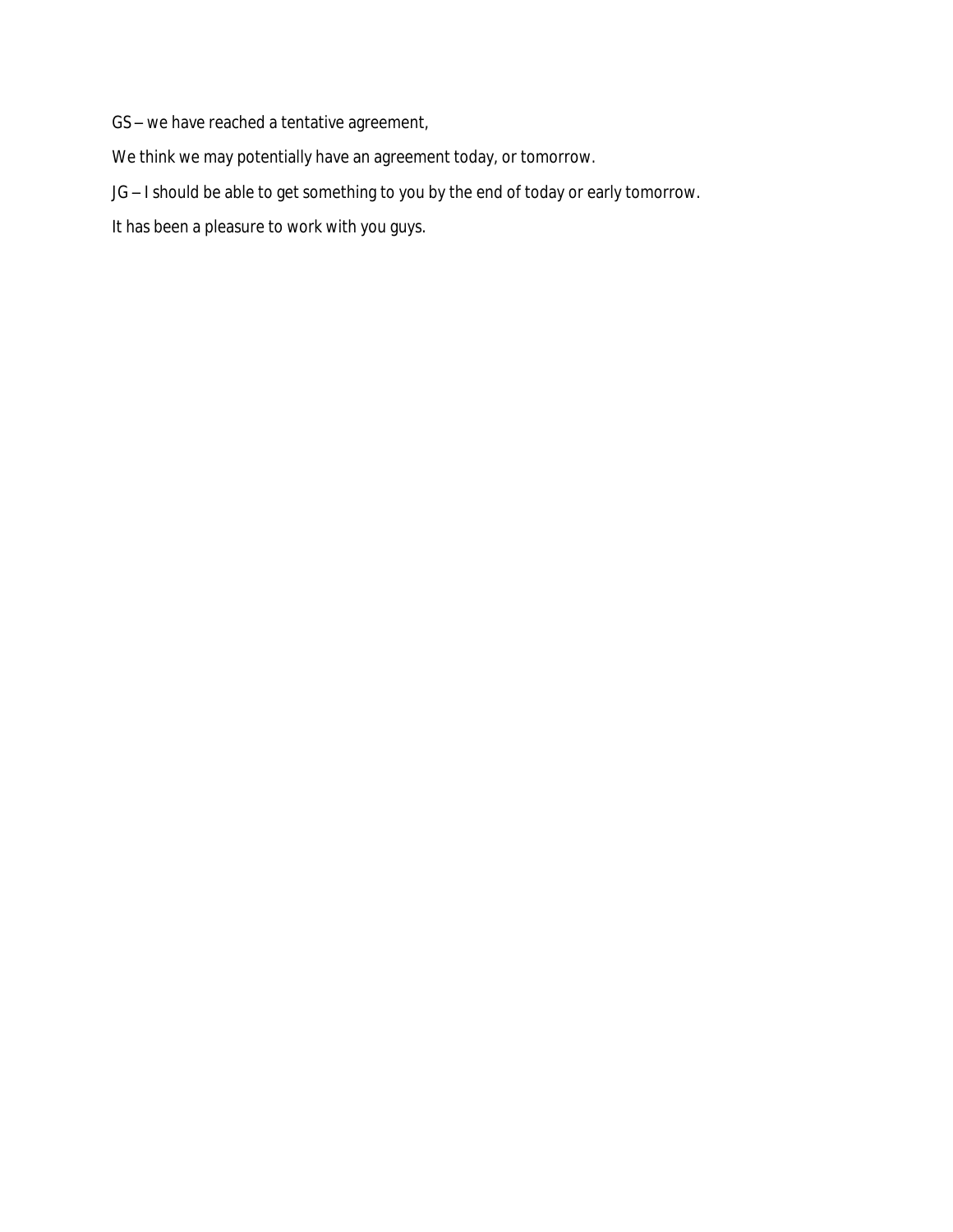GS – we have reached a tentative agreement,

We think we may potentially have an agreement today, or tomorrow.

JG – I should be able to get something to you by the end of today or early tomorrow.

It has been a pleasure to work with you guys.